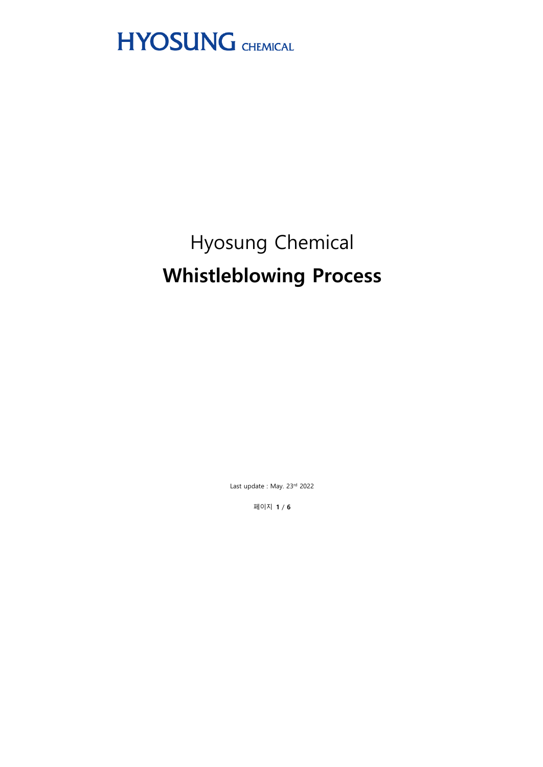HYOSUNG CHEMICAL

# Hyosung Chemical
# **Whistleblowing Process**

Last update : May. 23rd 2022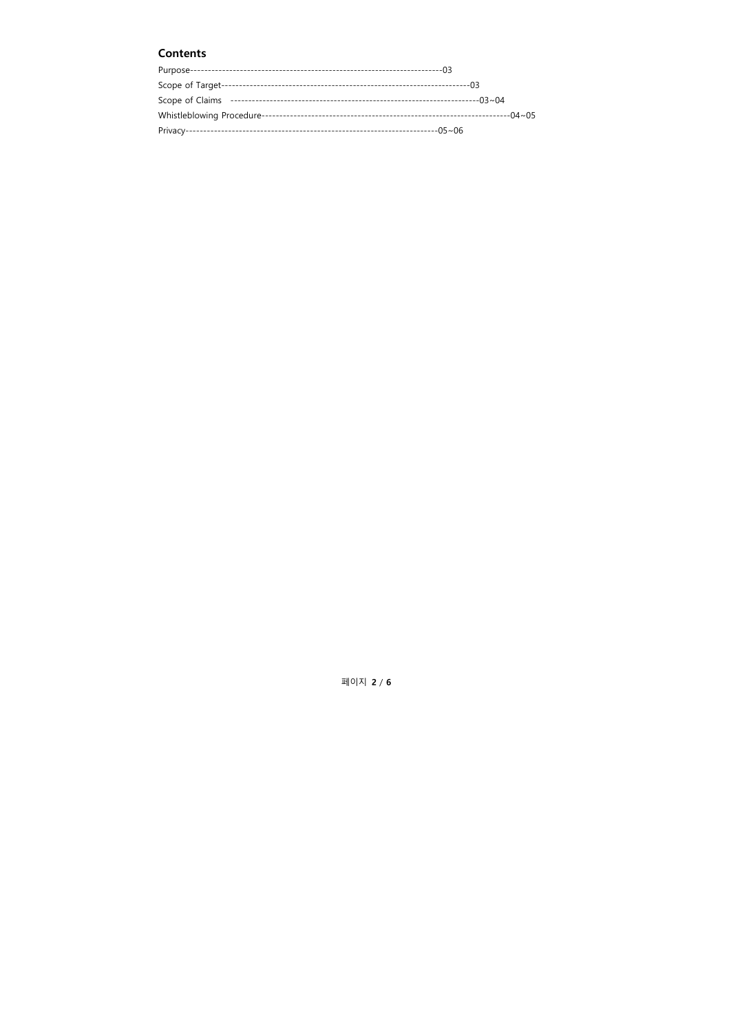## Contents

Purpose-----------------------------------------------------------------------03

Scope of Target-----------------------------------------------------------------------03

Scope of Claims -----------------------------------------------------------------------03~04

Whistleblowing Procedure-----------------------------------------------------------------------04~05

Privacy-----------------------------------------------------------------------05~06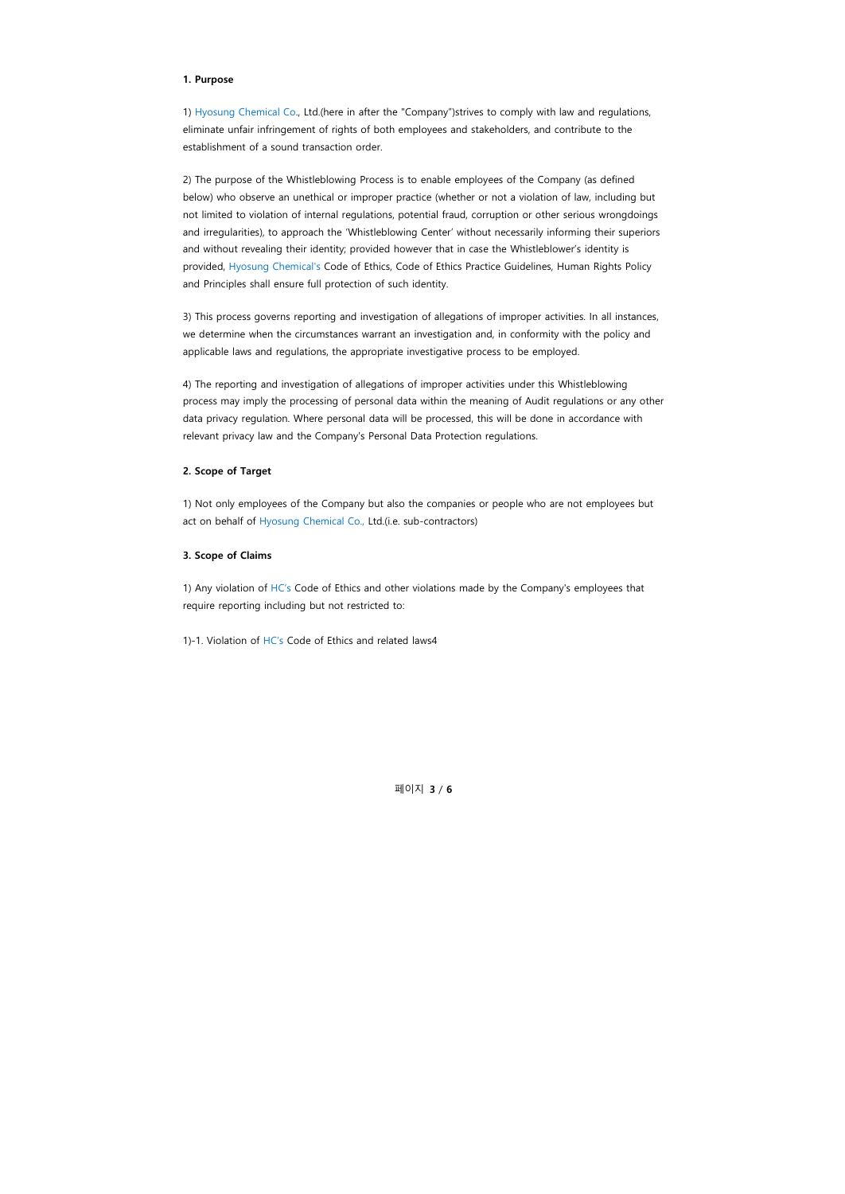**1. Purpose**

1) Hyosung Chemical Co., Ltd.(here in after the "Company")strives to comply with law and regulations, eliminate unfair infringement of rights of both employees and stakeholders, and contribute to the establishment of a sound transaction order.

2) The purpose of the Whistleblowing Process is to enable employees of the Company (as defined below) who observe an unethical or improper practice (whether or not a violation of law, including but not limited to violation of internal regulations, potential fraud, corruption or other serious wrongdoings and irregularities), to approach the 'Whistleblowing Center' without necessarily informing their superiors and without revealing their identity; provided however that in case the Whistleblower's identity is provided, Hyosung Chemical's Code of Ethics, Code of Ethics Practice Guidelines, Human Rights Policy and Principles shall ensure full protection of such identity.

3) This process governs reporting and investigation of allegations of improper activities. In all instances, we determine when the circumstances warrant an investigation and, in conformity with the policy and applicable laws and regulations, the appropriate investigative process to be employed.

4) The reporting and investigation of allegations of improper activities under this Whistleblowing process may imply the processing of personal data within the meaning of Audit regulations or any other data privacy regulation. Where personal data will be processed, this will be done in accordance with relevant privacy law and the Company's Personal Data Protection regulations.

**2. Scope of Target**

1) Not only employees of the Company but also the companies or people who are not employees but act on behalf of Hyosung Chemical Co., Ltd.(i.e. sub-contractors)

**3. Scope of Claims**

1) Any violation of HC's Code of Ethics and other violations made by the Company's employees that require reporting including but not restricted to:

1)-1. Violation of HC's Code of Ethics and related laws4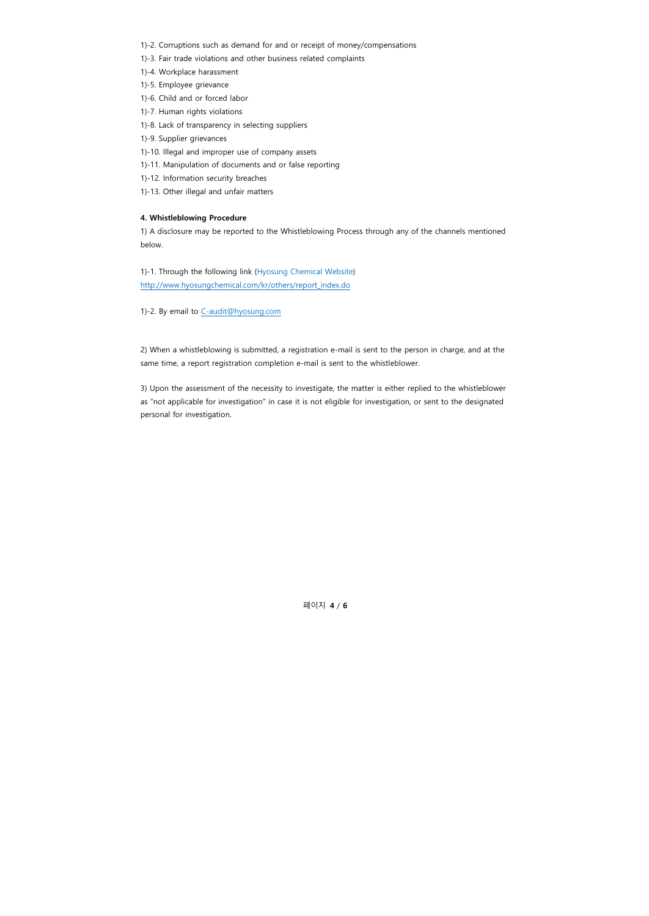1)-2. Corruptions such as demand for and or receipt of money/compensations

1)-3. Fair trade violations and other business related complaints

1)-4. Workplace harassment

1)-5. Employee grievance

1)-6. Child and or forced labor

1)-7. Human rights violations

1)-8. Lack of transparency in selecting suppliers

1)-9. Supplier grievances

1)-10. Illegal and improper use of company assets

1)-11. Manipulation of documents and or false reporting

1)-12. Information security breaches

1)-13. Other illegal and unfair matters

**4. Whistleblowing Procedure**

1) A disclosure may be reported to the Whistleblowing Process through any of the channels mentioned below.

1)-1. Through the following link (Hyosung Chemical Website)
http://www.hyosungchemical.com/kr/others/report_index.do

1)-2. By email to C-audit@hyosung.com

2) When a whistleblowing is submitted, a registration e-mail is sent to the person in charge, and at the same time, a report registration completion e-mail is sent to the whistleblower.

3) Upon the assessment of the necessity to investigate, the matter is either replied to the whistleblower as "not applicable for investigation" in case it is not eligible for investigation, or sent to the designated personal for investigation.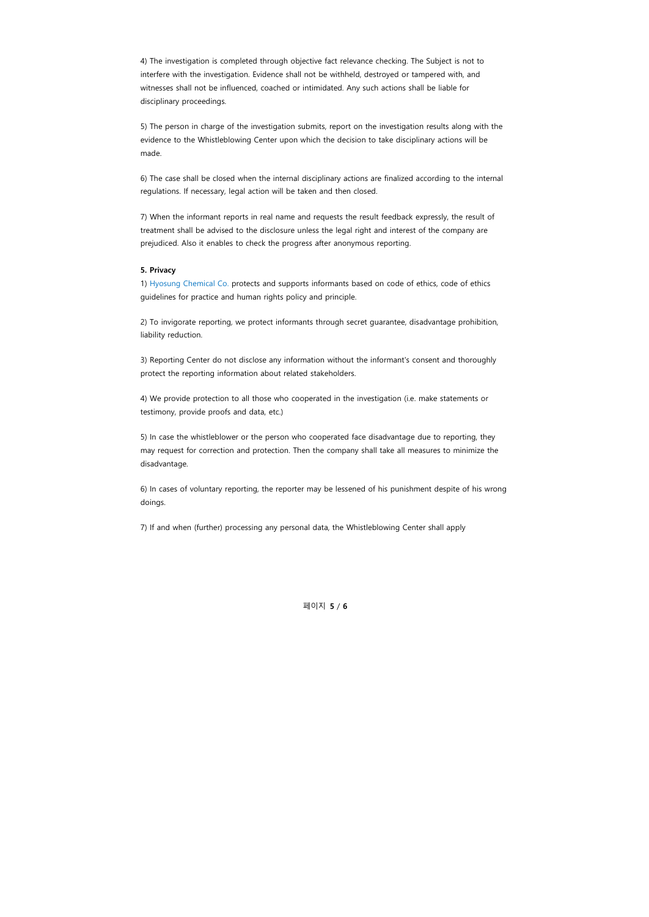4) The investigation is completed through objective fact relevance checking. The Subject is not to interfere with the investigation. Evidence shall not be withheld, destroyed or tampered with, and witnesses shall not be influenced, coached or intimidated. Any such actions shall be liable for disciplinary proceedings.

5) The person in charge of the investigation submits, report on the investigation results along with the evidence to the Whistleblowing Center upon which the decision to take disciplinary actions will be made.

6) The case shall be closed when the internal disciplinary actions are finalized according to the internal regulations. If necessary, legal action will be taken and then closed.

7) When the informant reports in real name and requests the result feedback expressly, the result of treatment shall be advised to the disclosure unless the legal right and interest of the company are prejudiced. Also it enables to check the progress after anonymous reporting.

**5. Privacy**

1) Hyosung Chemical Co. protects and supports informants based on code of ethics, code of ethics guidelines for practice and human rights policy and principle.

2) To invigorate reporting, we protect informants through secret guarantee, disadvantage prohibition, liability reduction.

3) Reporting Center do not disclose any information without the informant's consent and thoroughly protect the reporting information about related stakeholders.

4) We provide protection to all those who cooperated in the investigation (i.e. make statements or testimony, provide proofs and data, etc.)

5) In case the whistleblower or the person who cooperated face disadvantage due to reporting, they may request for correction and protection. Then the company shall take all measures to minimize the disadvantage.

6) In cases of voluntary reporting, the reporter may be lessened of his punishment despite of his wrong doings.

7) If and when (further) processing any personal data, the Whistleblowing Center shall apply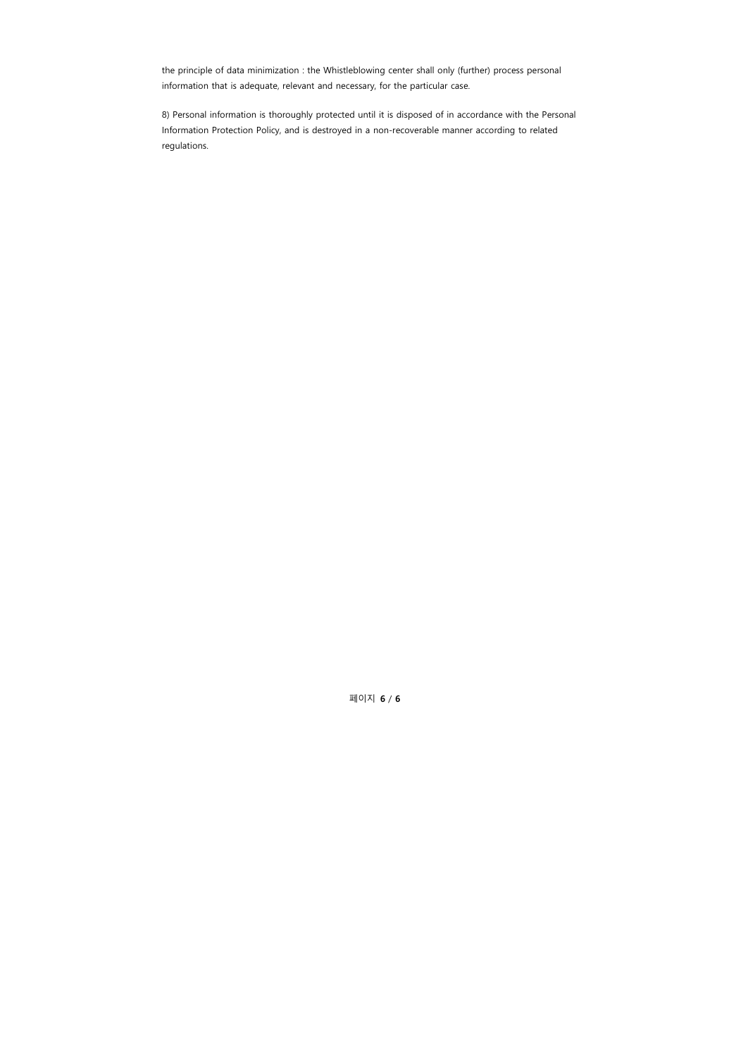the principle of data minimization : the Whistleblowing center shall only (further) process personal information that is adequate, relevant and necessary, for the particular case.

8) Personal information is thoroughly protected until it is disposed of in accordance with the Personal Information Protection Policy, and is destroyed in a non-recoverable manner according to related regulations.